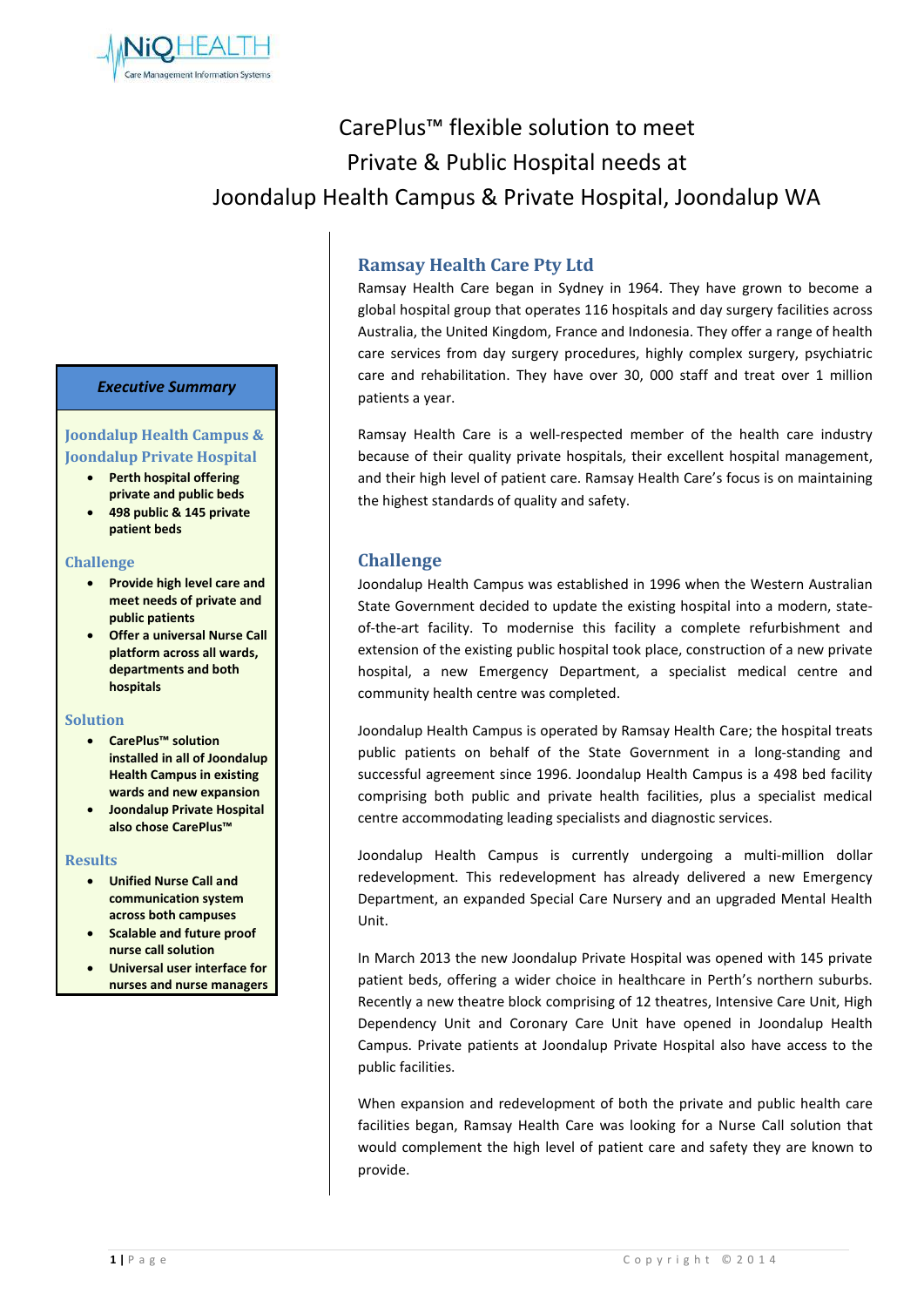NiQHEALTH
Care Management Information Systems

# CarePlus™ flexible solution to meet Private & Public Hospital needs at Joondalup Health Campus & Private Hospital, Joondalup WA

***Executive Summary***

### Joondalup Health Campus & Joondalup Private Hospital

- **Perth hospital offering private and public beds**
- **498 public & 145 private patient beds**

### Challenge

- **Provide high level care and meet needs of private and public patients**
- **Offer a universal Nurse Call platform across all wards, departments and both hospitals**

### Solution

- **CarePlus™ solution installed in all of Joondalup Health Campus in existing wards and new expansion**
- **Joondalup Private Hospital also chose CarePlus™**

### Results

- **Unified Nurse Call and communication system across both campuses**
- **Scalable and future proof nurse call solution**
- **Universal user interface for nurses and nurse managers**

## Ramsay Health Care Pty Ltd

Ramsay Health Care began in Sydney in 1964. They have grown to become a global hospital group that operates 116 hospitals and day surgery facilities across Australia, the United Kingdom, France and Indonesia. They offer a range of health care services from day surgery procedures, highly complex surgery, psychiatric care and rehabilitation. They have over 30, 000 staff and treat over 1 million patients a year.

Ramsay Health Care is a well-respected member of the health care industry because of their quality private hospitals, their excellent hospital management, and their high level of patient care. Ramsay Health Care's focus is on maintaining the highest standards of quality and safety.

## Challenge

Joondalup Health Campus was established in 1996 when the Western Australian State Government decided to update the existing hospital into a modern, state-of-the-art facility. To modernise this facility a complete refurbishment and extension of the existing public hospital took place, construction of a new private hospital, a new Emergency Department, a specialist medical centre and community health centre was completed.

Joondalup Health Campus is operated by Ramsay Health Care; the hospital treats public patients on behalf of the State Government in a long-standing and successful agreement since 1996. Joondalup Health Campus is a 498 bed facility comprising both public and private health facilities, plus a specialist medical centre accommodating leading specialists and diagnostic services.

Joondalup Health Campus is currently undergoing a multi-million dollar redevelopment. This redevelopment has already delivered a new Emergency Department, an expanded Special Care Nursery and an upgraded Mental Health Unit.

In March 2013 the new Joondalup Private Hospital was opened with 145 private patient beds, offering a wider choice in healthcare in Perth's northern suburbs. Recently a new theatre block comprising of 12 theatres, Intensive Care Unit, High Dependency Unit and Coronary Care Unit have opened in Joondalup Health Campus. Private patients at Joondalup Private Hospital also have access to the public facilities.

When expansion and redevelopment of both the private and public health care facilities began, Ramsay Health Care was looking for a Nurse Call solution that would complement the high level of patient care and safety they are known to provide.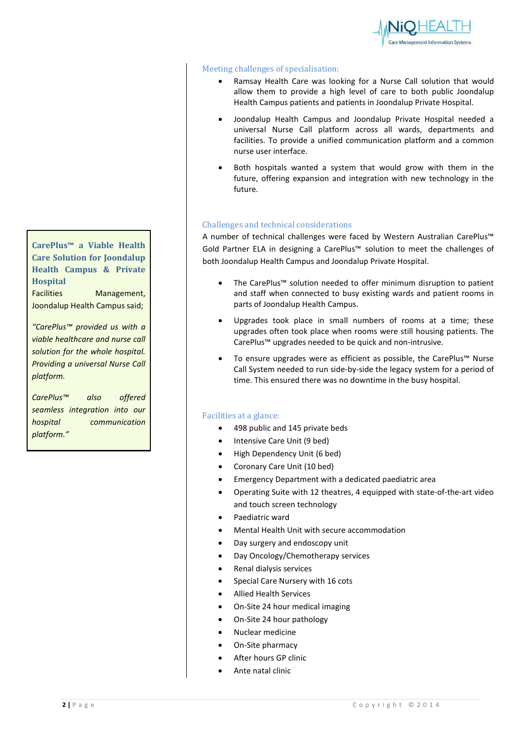## Meeting challenges of specialisation:

- Ramsay Health Care was looking for a Nurse Call solution that would allow them to provide a high level of care to both public Joondalup Health Campus patients and patients in Joondalup Private Hospital.
- Joondalup Health Campus and Joondalup Private Hospital needed a universal Nurse Call platform across all wards, departments and facilities. To provide a unified communication platform and a common nurse user interface.
- Both hospitals wanted a system that would grow with them in the future, offering expansion and integration with new technology in the future.

## Challenges and technical considerations

A number of technical challenges were faced by Western Australian CarePlus™ Gold Partner ELA in designing a CarePlus™ solution to meet the challenges of both Joondalup Health Campus and Joondalup Private Hospital.

- The CarePlus™ solution needed to offer minimum disruption to patient and staff when connected to busy existing wards and patient rooms in parts of Joondalup Health Campus.
- Upgrades took place in small numbers of rooms at a time; these upgrades often took place when rooms were still housing patients. The CarePlus™ upgrades needed to be quick and non-intrusive.
- To ensure upgrades were as efficient as possible, the CarePlus™ Nurse Call System needed to run side-by-side the legacy system for a period of time. This ensured there was no downtime in the busy hospital.

## Facilities at a glance:

- 498 public and 145 private beds
- Intensive Care Unit (9 bed)
- High Dependency Unit (6 bed)
- Coronary Care Unit (10 bed)
- Emergency Department with a dedicated paediatric area
- Operating Suite with 12 theatres, 4 equipped with state-of-the-art video and touch screen technology
- Paediatric ward
- Mental Health Unit with secure accommodation
- Day surgery and endoscopy unit
- Day Oncology/Chemotherapy services
- Renal dialysis services
- Special Care Nursery with 16 cots
- Allied Health Services
- On-Site 24 hour medical imaging
- On-Site 24 hour pathology
- Nuclear medicine
- On-Site pharmacy
- After hours GP clinic
- Ante natal clinic

**CarePlus™ a Viable Health Care Solution for Joondalup Health Campus & Private Hospital**

Facilities Management, Joondalup Health Campus said;

*"CarePlus™ provided us with a viable healthcare and nurse call solution for the whole hospital. Providing a universal Nurse Call platform.*

*CarePlus™ also offered seamless integration into our hospital communication platform."*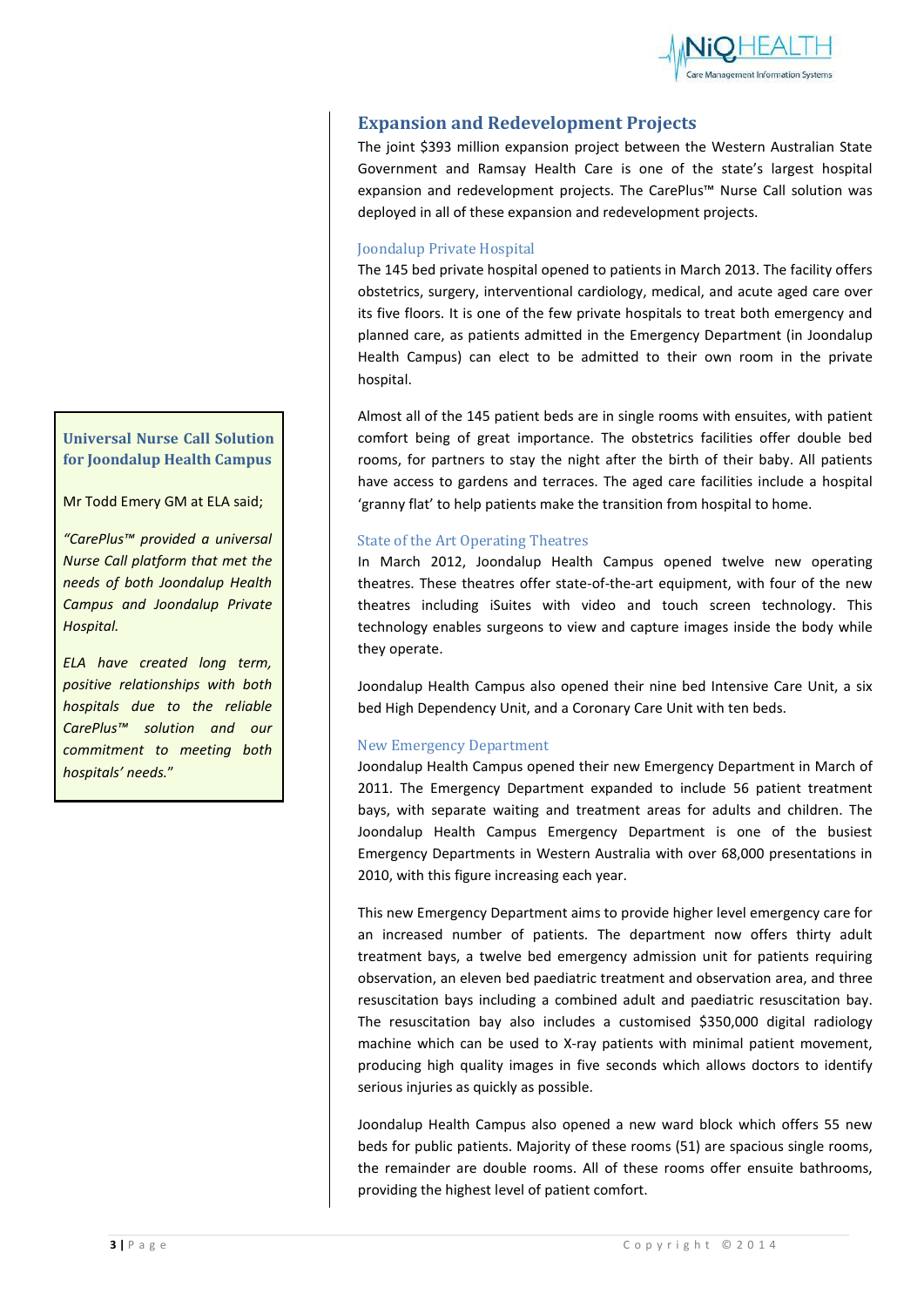## Expansion and Redevelopment Projects

The joint $393 million expansion project between the Western Australian State Government and Ramsay Health Care is one of the state's largest hospital expansion and redevelopment projects. The CarePlus™ Nurse Call solution was deployed in all of these expansion and redevelopment projects.

### Joondalup Private Hospital

The 145 bed private hospital opened to patients in March 2013. The facility offers obstetrics, surgery, interventional cardiology, medical, and acute aged care over its five floors. It is one of the few private hospitals to treat both emergency and planned care, as patients admitted in the Emergency Department (in Joondalup Health Campus) can elect to be admitted to their own room in the private hospital.

Almost all of the 145 patient beds are in single rooms with ensuites, with patient comfort being of great importance. The obstetrics facilities offer double bed rooms, for partners to stay the night after the birth of their baby. All patients have access to gardens and terraces. The aged care facilities include a hospital 'granny flat' to help patients make the transition from hospital to home.

### State of the Art Operating Theatres

In March 2012, Joondalup Health Campus opened twelve new operating theatres. These theatres offer state-of-the-art equipment, with four of the new theatres including iSuites with video and touch screen technology. This technology enables surgeons to view and capture images inside the body while they operate.

Joondalup Health Campus also opened their nine bed Intensive Care Unit, a six bed High Dependency Unit, and a Coronary Care Unit with ten beds.

### New Emergency Department

Joondalup Health Campus opened their new Emergency Department in March of 2011. The Emergency Department expanded to include 56 patient treatment bays, with separate waiting and treatment areas for adults and children. The Joondalup Health Campus Emergency Department is one of the busiest Emergency Departments in Western Australia with over 68,000 presentations in 2010, with this figure increasing each year.

This new Emergency Department aims to provide higher level emergency care for an increased number of patients. The department now offers thirty adult treatment bays, a twelve bed emergency admission unit for patients requiring observation, an eleven bed paediatric treatment and observation area, and three resuscitation bays including a combined adult and paediatric resuscitation bay. The resuscitation bay also includes a customised $350,000 digital radiology machine which can be used to X-ray patients with minimal patient movement, producing high quality images in five seconds which allows doctors to identify serious injuries as quickly as possible.

Joondalup Health Campus also opened a new ward block which offers 55 new beds for public patients. Majority of these rooms (51) are spacious single rooms, the remainder are double rooms. All of these rooms offer ensuite bathrooms, providing the highest level of patient comfort.

---

**Universal Nurse Call Solution for Joondalup Health Campus**

Mr Todd Emery GM at ELA said;

*"CarePlus™ provided a universal Nurse Call platform that met the needs of both Joondalup Health Campus and Joondalup Private Hospital.*

*ELA have created long term, positive relationships with both hospitals due to the reliable CarePlus™ solution and our commitment to meeting both hospitals' needs."*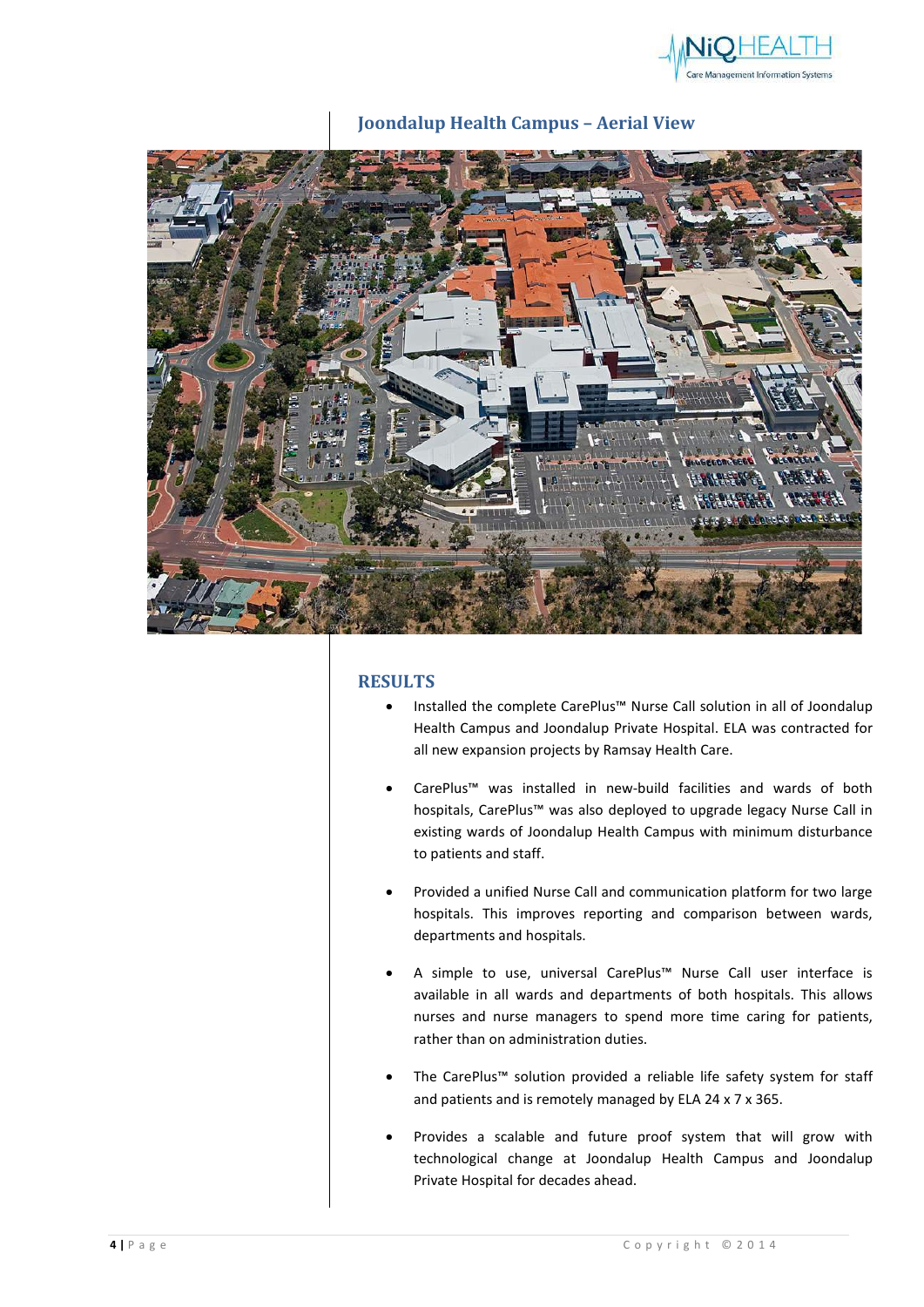## Joondalup Health Campus – Aerial View

## RESULTS

- Installed the complete CarePlus™ Nurse Call solution in all of Joondalup Health Campus and Joondalup Private Hospital. ELA was contracted for all new expansion projects by Ramsay Health Care.

- CarePlus™ was installed in new-build facilities and wards of both hospitals, CarePlus™ was also deployed to upgrade legacy Nurse Call in existing wards of Joondalup Health Campus with minimum disturbance to patients and staff.

- Provided a unified Nurse Call and communication platform for two large hospitals. This improves reporting and comparison between wards, departments and hospitals.

- A simple to use, universal CarePlus™ Nurse Call user interface is available in all wards and departments of both hospitals. This allows nurses and nurse managers to spend more time caring for patients, rather than on administration duties.

- The CarePlus™ solution provided a reliable life safety system for staff and patients and is remotely managed by ELA 24 x 7 x 365.

- Provides a scalable and future proof system that will grow with technological change at Joondalup Health Campus and Joondalup Private Hospital for decades ahead.